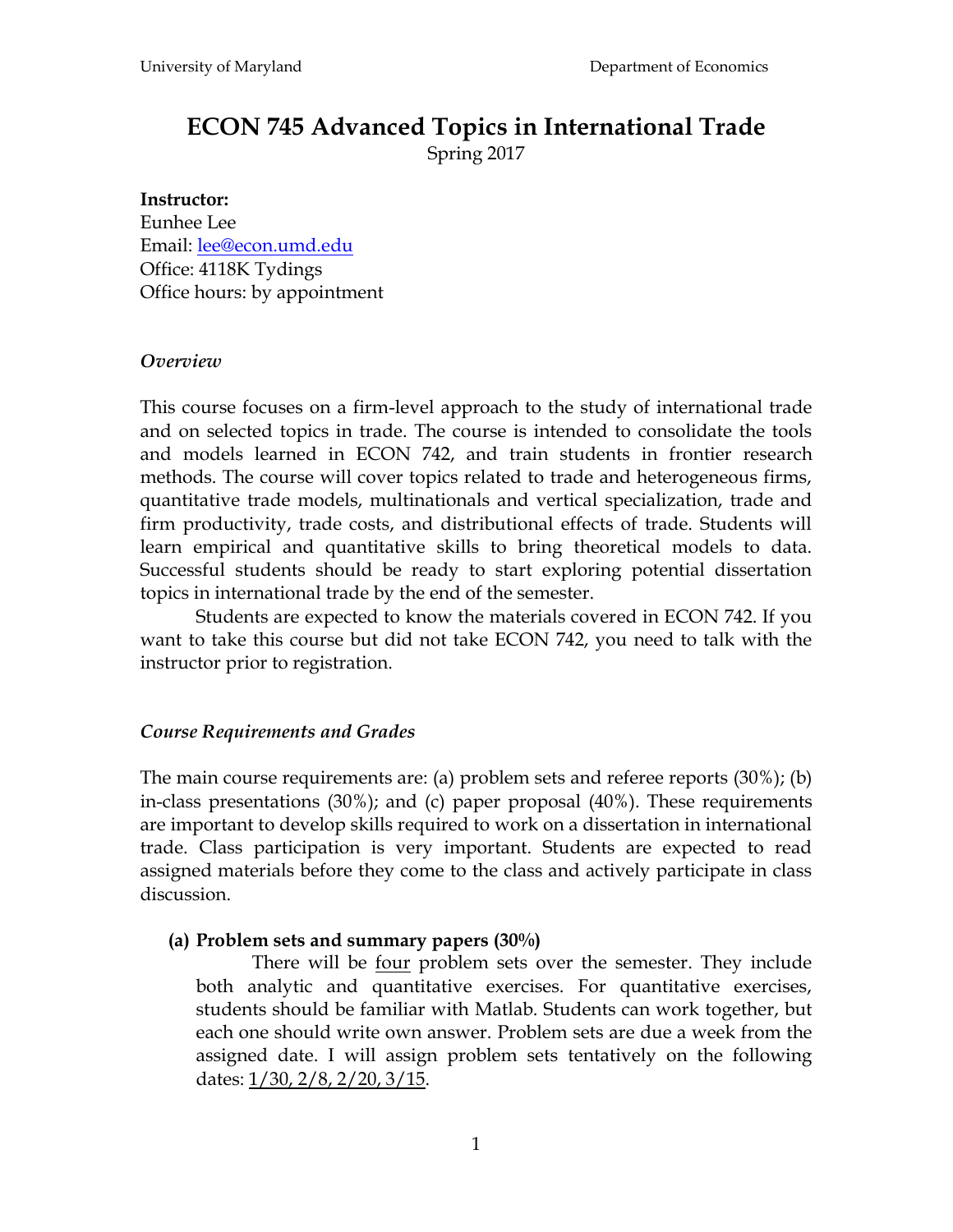University of Maryland Department of Economics

# ECON 745 Advanced Topics in International Trade

Spring 2017

**Instructor:**
Eunhee Lee
Email: lee@econ.umd.edu
Office: 4118K Tydings
Office hours: by appointment

### *Overview*

This course focuses on a firm-level approach to the study of international trade and on selected topics in trade. The course is intended to consolidate the tools and models learned in ECON 742, and train students in frontier research methods. The course will cover topics related to trade and heterogeneous firms, quantitative trade models, multinationals and vertical specialization, trade and firm productivity, trade costs, and distributional effects of trade. Students will learn empirical and quantitative skills to bring theoretical models to data. Successful students should be ready to start exploring potential dissertation topics in international trade by the end of the semester.

Students are expected to know the materials covered in ECON 742. If you want to take this course but did not take ECON 742, you need to talk with the instructor prior to registration.

### *Course Requirements and Grades*

The main course requirements are: (a) problem sets and referee reports (30%); (b) in-class presentations (30%); and (c) paper proposal (40%). These requirements are important to develop skills required to work on a dissertation in international trade. Class participation is very important. Students are expected to read assigned materials before they come to the class and actively participate in class discussion.

**(a) Problem sets and summary papers (30%)**

There will be four problem sets over the semester. They include both analytic and quantitative exercises. For quantitative exercises, students should be familiar with Matlab. Students can work together, but each one should write own answer. Problem sets are due a week from the assigned date. I will assign problem sets tentatively on the following dates: 1/30, 2/8, 2/20, 3/15.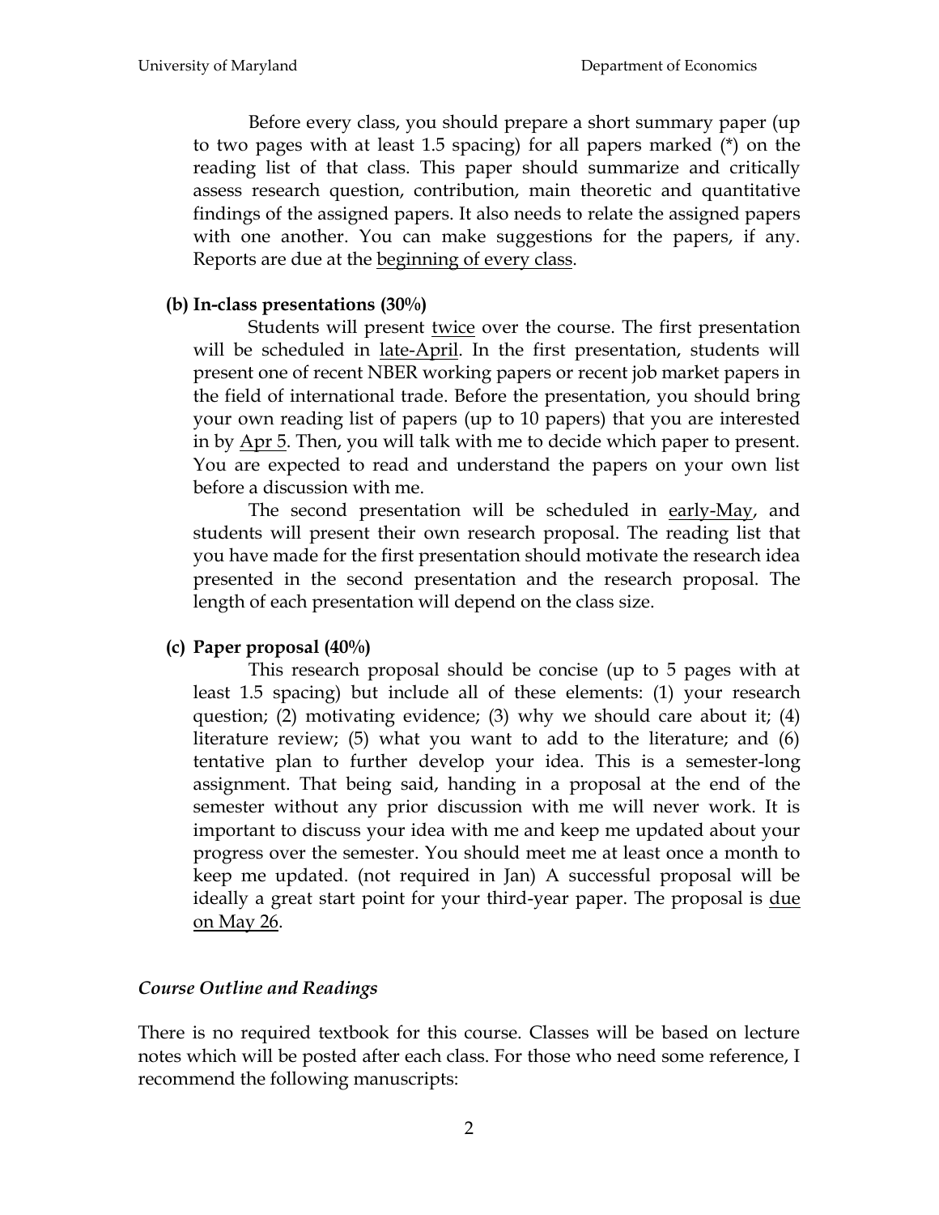Before every class, you should prepare a short summary paper (up to two pages with at least 1.5 spacing) for all papers marked (*) on the reading list of that class. This paper should summarize and critically assess research question, contribution, main theoretic and quantitative findings of the assigned papers. It also needs to relate the assigned papers with one another. You can make suggestions for the papers, if any. Reports are due at the beginning of every class.

**(b) In-class presentations (30%)**

Students will present twice over the course. The first presentation will be scheduled in late-April. In the first presentation, students will present one of recent NBER working papers or recent job market papers in the field of international trade. Before the presentation, you should bring your own reading list of papers (up to 10 papers) that you are interested in by Apr 5. Then, you will talk with me to decide which paper to present. You are expected to read and understand the papers on your own list before a discussion with me.

The second presentation will be scheduled in early-May, and students will present their own research proposal. The reading list that you have made for the first presentation should motivate the research idea presented in the second presentation and the research proposal. The length of each presentation will depend on the class size.

**(c) Paper proposal (40%)**

This research proposal should be concise (up to 5 pages with at least 1.5 spacing) but include all of these elements: (1) your research question; (2) motivating evidence; (3) why we should care about it; (4) literature review; (5) what you want to add to the literature; and (6) tentative plan to further develop your idea. This is a semester-long assignment. That being said, handing in a proposal at the end of the semester without any prior discussion with me will never work. It is important to discuss your idea with me and keep me updated about your progress over the semester. You should meet me at least once a month to keep me updated. (not required in Jan) A successful proposal will be ideally a great start point for your third-year paper. The proposal is due on May 26.

### *Course Outline and Readings*

There is no required textbook for this course. Classes will be based on lecture notes which will be posted after each class. For those who need some reference, I recommend the following manuscripts: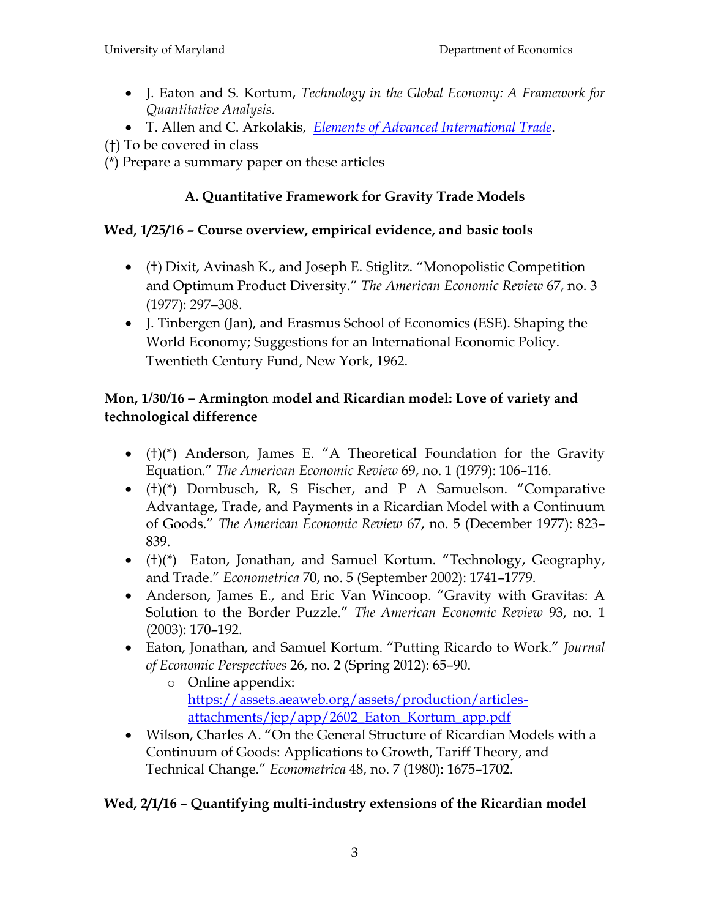- J. Eaton and S. Kortum, *Technology in the Global Economy: A Framework for Quantitative Analysis.*
- T. Allen and C. Arkolakis, *Elements of Advanced International Trade*.

(†) To be covered in class

(*) Prepare a summary paper on these articles

## A. Quantitative Framework for Gravity Trade Models

### Wed, 1/25/16 – Course overview, empirical evidence, and basic tools

- (†) Dixit, Avinash K., and Joseph E. Stiglitz. "Monopolistic Competition and Optimum Product Diversity." *The American Economic Review* 67, no. 3 (1977): 297–308.
- J. Tinbergen (Jan), and Erasmus School of Economics (ESE). Shaping the World Economy; Suggestions for an International Economic Policy. Twentieth Century Fund, New York, 1962.

### Mon, 1/30/16 – Armington model and Ricardian model: Love of variety and technological difference

- (†)(*) Anderson, James E. "A Theoretical Foundation for the Gravity Equation." *The American Economic Review* 69, no. 1 (1979): 106–116.
- (†)(*) Dornbusch, R, S Fischer, and P A Samuelson. "Comparative Advantage, Trade, and Payments in a Ricardian Model with a Continuum of Goods." *The American Economic Review* 67, no. 5 (December 1977): 823–839.
- (†)(*) Eaton, Jonathan, and Samuel Kortum. "Technology, Geography, and Trade." *Econometrica* 70, no. 5 (September 2002): 1741–1779.
- Anderson, James E., and Eric Van Wincoop. "Gravity with Gravitas: A Solution to the Border Puzzle." *The American Economic Review* 93, no. 1 (2003): 170–192.
- Eaton, Jonathan, and Samuel Kortum. "Putting Ricardo to Work." *Journal of Economic Perspectives* 26, no. 2 (Spring 2012): 65–90.
  - Online appendix: https://assets.aeaweb.org/assets/production/articles-attachments/jep/app/2602_Eaton_Kortum_app.pdf
- Wilson, Charles A. "On the General Structure of Ricardian Models with a Continuum of Goods: Applications to Growth, Tariff Theory, and Technical Change." *Econometrica* 48, no. 7 (1980): 1675–1702.

### Wed, 2/1/16 – Quantifying multi-industry extensions of the Ricardian model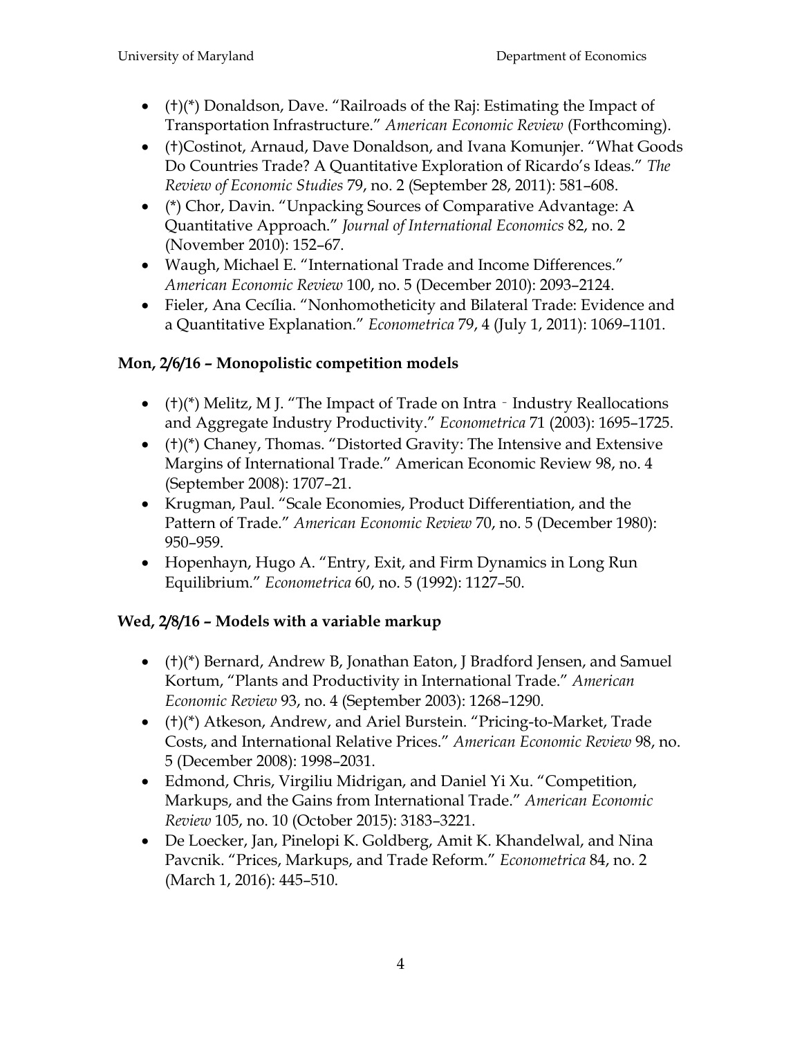- (†)(*) Donaldson, Dave. "Railroads of the Raj: Estimating the Impact of Transportation Infrastructure." *American Economic Review* (Forthcoming).
- (†)Costinot, Arnaud, Dave Donaldson, and Ivana Komunjer. "What Goods Do Countries Trade? A Quantitative Exploration of Ricardo's Ideas." *The Review of Economic Studies* 79, no. 2 (September 28, 2011): 581–608.
- (*) Chor, Davin. "Unpacking Sources of Comparative Advantage: A Quantitative Approach." *Journal of International Economics* 82, no. 2 (November 2010): 152–67.
- Waugh, Michael E. "International Trade and Income Differences." *American Economic Review* 100, no. 5 (December 2010): 2093–2124.
- Fieler, Ana Cecília. "Nonhomotheticity and Bilateral Trade: Evidence and a Quantitative Explanation." *Econometrica* 79, 4 (July 1, 2011): 1069–1101.

### Mon, 2/6/16 – Monopolistic competition models

- (†)(*) Melitz, M J. "The Impact of Trade on Intra ‐ Industry Reallocations and Aggregate Industry Productivity." *Econometrica* 71 (2003): 1695–1725.
- (†)(*) Chaney, Thomas. "Distorted Gravity: The Intensive and Extensive Margins of International Trade." American Economic Review 98, no. 4 (September 2008): 1707–21.
- Krugman, Paul. "Scale Economies, Product Differentiation, and the Pattern of Trade." *American Economic Review* 70, no. 5 (December 1980): 950–959.
- Hopenhayn, Hugo A. "Entry, Exit, and Firm Dynamics in Long Run Equilibrium." *Econometrica* 60, no. 5 (1992): 1127–50.

### Wed, 2/8/16 – Models with a variable markup

- (†)(*) Bernard, Andrew B, Jonathan Eaton, J Bradford Jensen, and Samuel Kortum, "Plants and Productivity in International Trade." *American Economic Review* 93, no. 4 (September 2003): 1268–1290.
- (†)(*) Atkeson, Andrew, and Ariel Burstein. "Pricing-to-Market, Trade Costs, and International Relative Prices." *American Economic Review* 98, no. 5 (December 2008): 1998–2031.
- Edmond, Chris, Virgiliu Midrigan, and Daniel Yi Xu. "Competition, Markups, and the Gains from International Trade." *American Economic Review* 105, no. 10 (October 2015): 3183–3221.
- De Loecker, Jan, Pinelopi K. Goldberg, Amit K. Khandelwal, and Nina Pavcnik. "Prices, Markups, and Trade Reform." *Econometrica* 84, no. 2 (March 1, 2016): 445–510.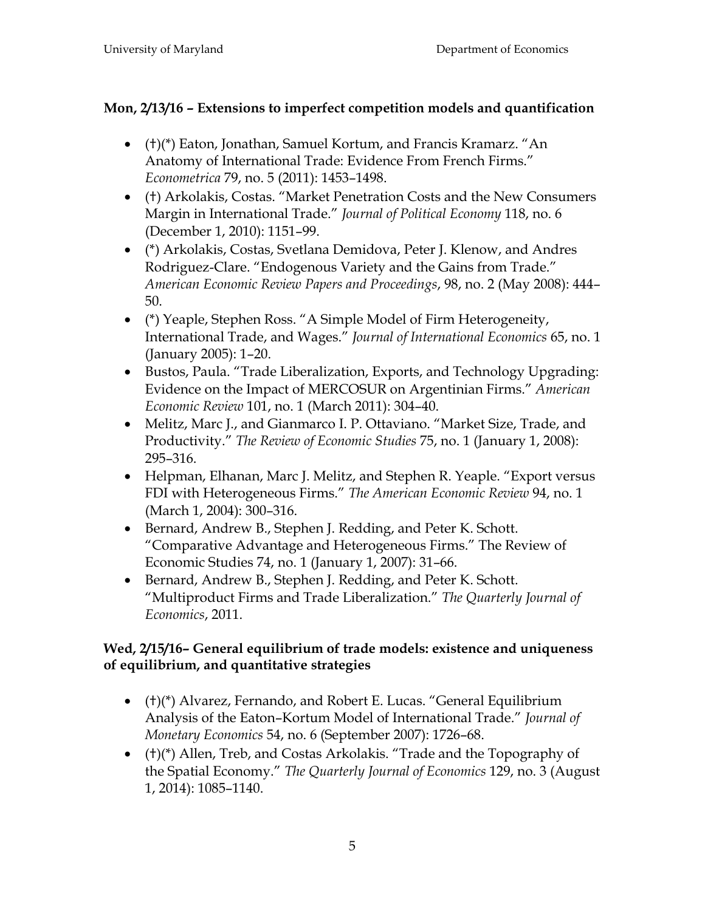**Mon, 2/13/16 – Extensions to imperfect competition models and quantification**

- (†)(*) Eaton, Jonathan, Samuel Kortum, and Francis Kramarz. "An Anatomy of International Trade: Evidence From French Firms." *Econometrica* 79, no. 5 (2011): 1453–1498.
- (†) Arkolakis, Costas. "Market Penetration Costs and the New Consumers Margin in International Trade." *Journal of Political Economy* 118, no. 6 (December 1, 2010): 1151–99.
- (*) Arkolakis, Costas, Svetlana Demidova, Peter J. Klenow, and Andres Rodriguez-Clare. "Endogenous Variety and the Gains from Trade." *American Economic Review Papers and Proceedings*, 98, no. 2 (May 2008): 444–50.
- (*) Yeaple, Stephen Ross. "A Simple Model of Firm Heterogeneity, International Trade, and Wages." *Journal of International Economics* 65, no. 1 (January 2005): 1–20.
- Bustos, Paula. "Trade Liberalization, Exports, and Technology Upgrading: Evidence on the Impact of MERCOSUR on Argentinian Firms." *American Economic Review* 101, no. 1 (March 2011): 304–40.
- Melitz, Marc J., and Gianmarco I. P. Ottaviano. "Market Size, Trade, and Productivity." *The Review of Economic Studies* 75, no. 1 (January 1, 2008): 295–316.
- Helpman, Elhanan, Marc J. Melitz, and Stephen R. Yeaple. "Export versus FDI with Heterogeneous Firms." *The American Economic Review* 94, no. 1 (March 1, 2004): 300–316.
- Bernard, Andrew B., Stephen J. Redding, and Peter K. Schott. "Comparative Advantage and Heterogeneous Firms." The Review of Economic Studies 74, no. 1 (January 1, 2007): 31–66.
- Bernard, Andrew B., Stephen J. Redding, and Peter K. Schott. "Multiproduct Firms and Trade Liberalization." *The Quarterly Journal of Economics*, 2011.

**Wed, 2/15/16– General equilibrium of trade models: existence and uniqueness of equilibrium, and quantitative strategies**

- (†)(*) Alvarez, Fernando, and Robert E. Lucas. "General Equilibrium Analysis of the Eaton–Kortum Model of International Trade." *Journal of Monetary Economics* 54, no. 6 (September 2007): 1726–68.
- (†)(*) Allen, Treb, and Costas Arkolakis. "Trade and the Topography of the Spatial Economy." *The Quarterly Journal of Economics* 129, no. 3 (August 1, 2014): 1085–1140.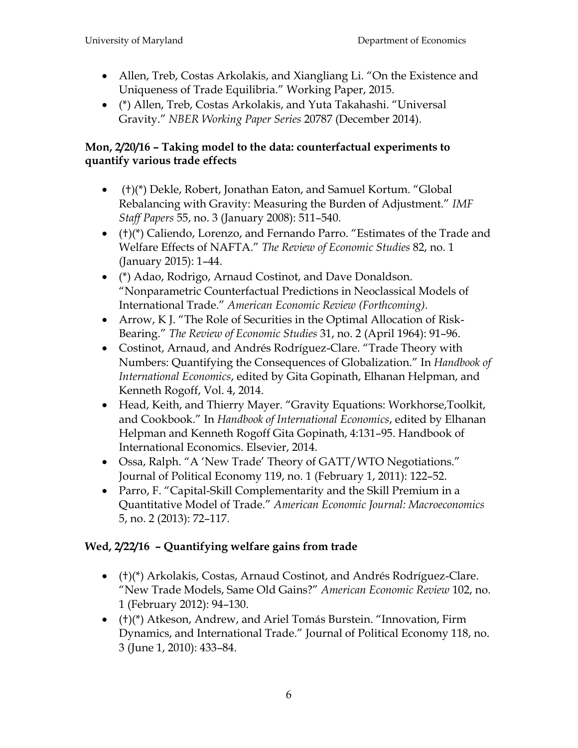- Allen, Treb, Costas Arkolakis, and Xiangliang Li. "On the Existence and Uniqueness of Trade Equilibria." Working Paper, 2015.
- (*) Allen, Treb, Costas Arkolakis, and Yuta Takahashi. "Universal Gravity." *NBER Working Paper Series* 20787 (December 2014).

**Mon, 2/20/16 – Taking model to the data: counterfactual experiments to quantify various trade effects**

- (†)(*) Dekle, Robert, Jonathan Eaton, and Samuel Kortum. "Global Rebalancing with Gravity: Measuring the Burden of Adjustment." *IMF Staff Papers* 55, no. 3 (January 2008): 511–540.
- (†)(*) Caliendo, Lorenzo, and Fernando Parro. "Estimates of the Trade and Welfare Effects of NAFTA." *The Review of Economic Studies* 82, no. 1 (January 2015): 1–44.
- (*) Adao, Rodrigo, Arnaud Costinot, and Dave Donaldson. "Nonparametric Counterfactual Predictions in Neoclassical Models of International Trade." *American Economic Review (Forthcoming)*.
- Arrow, K J. "The Role of Securities in the Optimal Allocation of Risk-Bearing." *The Review of Economic Studies* 31, no. 2 (April 1964): 91–96.
- Costinot, Arnaud, and Andrés Rodríguez-Clare. "Trade Theory with Numbers: Quantifying the Consequences of Globalization." In *Handbook of International Economics*, edited by Gita Gopinath, Elhanan Helpman, and Kenneth Rogoff, Vol. 4, 2014.
- Head, Keith, and Thierry Mayer. "Gravity Equations: Workhorse,Toolkit, and Cookbook." In *Handbook of International Economics*, edited by Elhanan Helpman and Kenneth Rogoff Gita Gopinath, 4:131–95. Handbook of International Economics. Elsevier, 2014.
- Ossa, Ralph. "A 'New Trade' Theory of GATT/WTO Negotiations." Journal of Political Economy 119, no. 1 (February 1, 2011): 122–52.
- Parro, F. "Capital-Skill Complementarity and the Skill Premium in a Quantitative Model of Trade." *American Economic Journal: Macroeconomics* 5, no. 2 (2013): 72–117.

**Wed, 2/22/16 – Quantifying welfare gains from trade**

- (†)(*) Arkolakis, Costas, Arnaud Costinot, and Andrés Rodríguez-Clare. "New Trade Models, Same Old Gains?" *American Economic Review* 102, no. 1 (February 2012): 94–130.
- (†)(*) Atkeson, Andrew, and Ariel Tomás Burstein. "Innovation, Firm Dynamics, and International Trade." Journal of Political Economy 118, no. 3 (June 1, 2010): 433–84.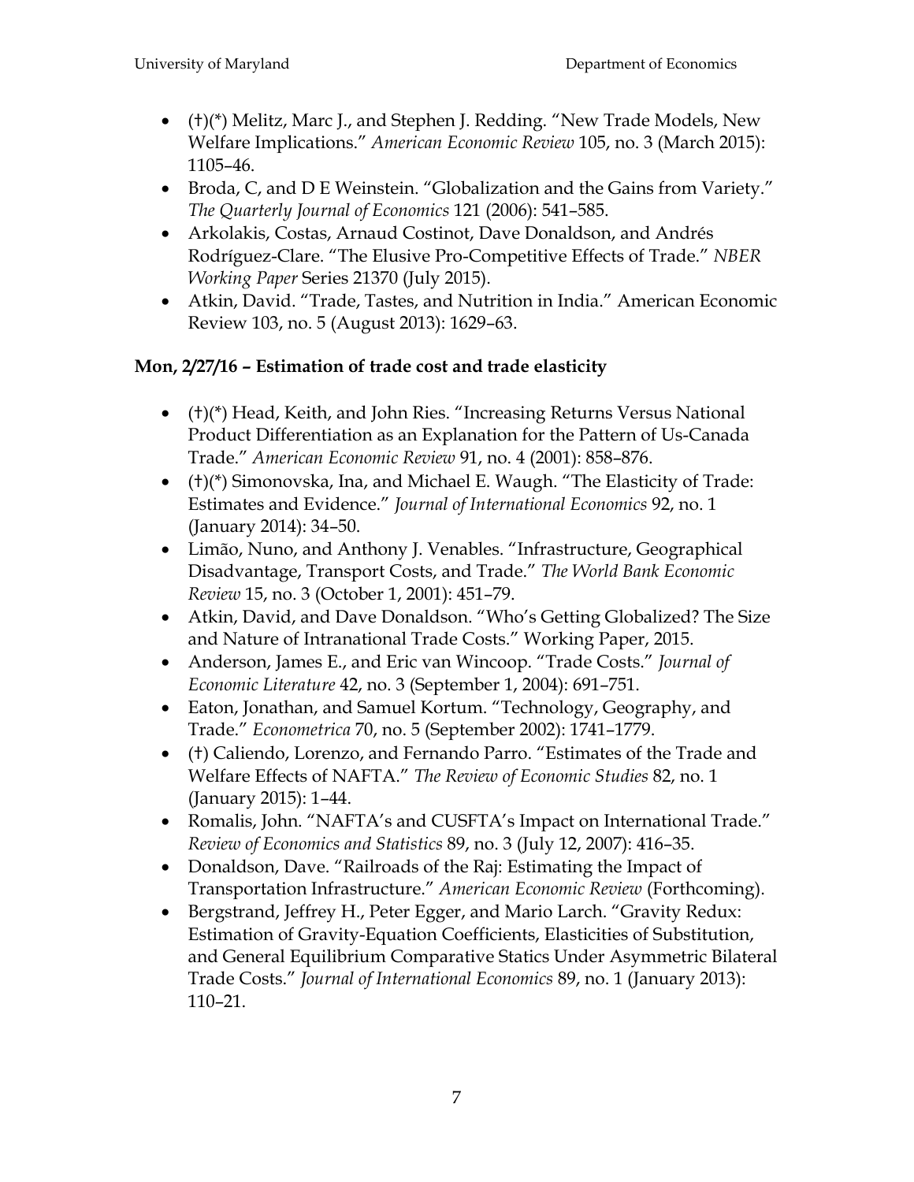- (†)(*) Melitz, Marc J., and Stephen J. Redding. "New Trade Models, New Welfare Implications." *American Economic Review* 105, no. 3 (March 2015): 1105–46.
- Broda, C, and D E Weinstein. "Globalization and the Gains from Variety." *The Quarterly Journal of Economics* 121 (2006): 541–585.
- Arkolakis, Costas, Arnaud Costinot, Dave Donaldson, and Andrés Rodríguez-Clare. "The Elusive Pro-Competitive Effects of Trade." *NBER Working Paper* Series 21370 (July 2015).
- Atkin, David. "Trade, Tastes, and Nutrition in India." American Economic Review 103, no. 5 (August 2013): 1629–63.

**Mon, 2/27/16 – Estimation of trade cost and trade elasticity**

- (†)(*) Head, Keith, and John Ries. "Increasing Returns Versus National Product Differentiation as an Explanation for the Pattern of Us-Canada Trade." *American Economic Review* 91, no. 4 (2001): 858–876.
- (†)(*) Simonovska, Ina, and Michael E. Waugh. "The Elasticity of Trade: Estimates and Evidence." *Journal of International Economics* 92, no. 1 (January 2014): 34–50.
- Limão, Nuno, and Anthony J. Venables. "Infrastructure, Geographical Disadvantage, Transport Costs, and Trade." *The World Bank Economic Review* 15, no. 3 (October 1, 2001): 451–79.
- Atkin, David, and Dave Donaldson. "Who's Getting Globalized? The Size and Nature of Intranational Trade Costs." Working Paper, 2015.
- Anderson, James E., and Eric van Wincoop. "Trade Costs." *Journal of Economic Literature* 42, no. 3 (September 1, 2004): 691–751.
- Eaton, Jonathan, and Samuel Kortum. "Technology, Geography, and Trade." *Econometrica* 70, no. 5 (September 2002): 1741–1779.
- (†) Caliendo, Lorenzo, and Fernando Parro. "Estimates of the Trade and Welfare Effects of NAFTA." *The Review of Economic Studies* 82, no. 1 (January 2015): 1–44.
- Romalis, John. "NAFTA's and CUSFTA's Impact on International Trade." *Review of Economics and Statistics* 89, no. 3 (July 12, 2007): 416–35.
- Donaldson, Dave. "Railroads of the Raj: Estimating the Impact of Transportation Infrastructure." *American Economic Review* (Forthcoming).
- Bergstrand, Jeffrey H., Peter Egger, and Mario Larch. "Gravity Redux: Estimation of Gravity-Equation Coefficients, Elasticities of Substitution, and General Equilibrium Comparative Statics Under Asymmetric Bilateral Trade Costs." *Journal of International Economics* 89, no. 1 (January 2013): 110–21.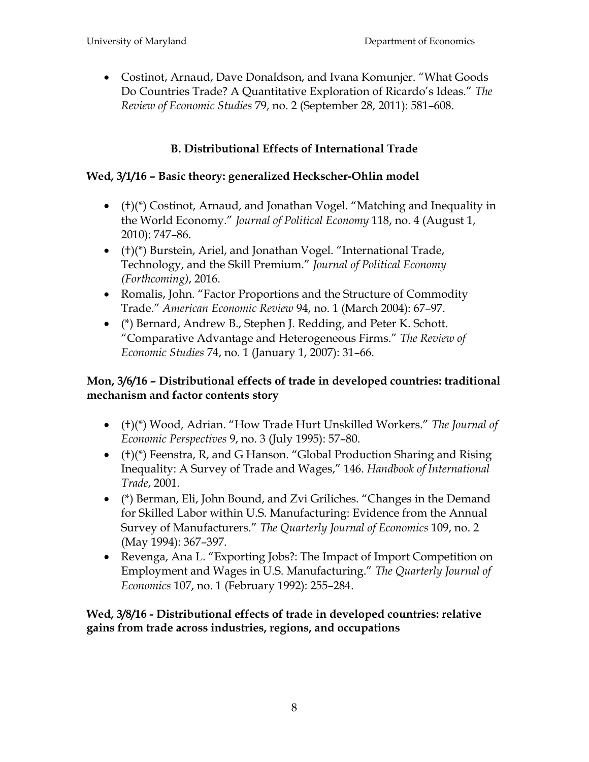- Costinot, Arnaud, Dave Donaldson, and Ivana Komunjer. "What Goods Do Countries Trade? A Quantitative Exploration of Ricardo's Ideas." *The Review of Economic Studies* 79, no. 2 (September 28, 2011): 581–608.

## B. Distributional Effects of International Trade

### Wed, 3/1/16 – Basic theory: generalized Heckscher-Ohlin model

- (†)(*) Costinot, Arnaud, and Jonathan Vogel. "Matching and Inequality in the World Economy." *Journal of Political Economy* 118, no. 4 (August 1, 2010): 747–86.
- (†)(*) Burstein, Ariel, and Jonathan Vogel. "International Trade, Technology, and the Skill Premium." *Journal of Political Economy (Forthcoming)*, 2016.
- Romalis, John. "Factor Proportions and the Structure of Commodity Trade." *American Economic Review* 94, no. 1 (March 2004): 67–97.
- (*) Bernard, Andrew B., Stephen J. Redding, and Peter K. Schott. "Comparative Advantage and Heterogeneous Firms." *The Review of Economic Studies* 74, no. 1 (January 1, 2007): 31–66.

### Mon, 3/6/16 – Distributional effects of trade in developed countries: traditional mechanism and factor contents story

- (†)(*) Wood, Adrian. "How Trade Hurt Unskilled Workers." *The Journal of Economic Perspectives* 9, no. 3 (July 1995): 57–80.
- (†)(*) Feenstra, R, and G Hanson. "Global Production Sharing and Rising Inequality: A Survey of Trade and Wages," 146. *Handbook of International Trade*, 2001.
- (*) Berman, Eli, John Bound, and Zvi Griliches. "Changes in the Demand for Skilled Labor within U.S. Manufacturing: Evidence from the Annual Survey of Manufacturers." *The Quarterly Journal of Economics* 109, no. 2 (May 1994): 367–397.
- Revenga, Ana L. "Exporting Jobs?: The Impact of Import Competition on Employment and Wages in U.S. Manufacturing." *The Quarterly Journal of Economics* 107, no. 1 (February 1992): 255–284.

### Wed, 3/8/16 - Distributional effects of trade in developed countries: relative gains from trade across industries, regions, and occupations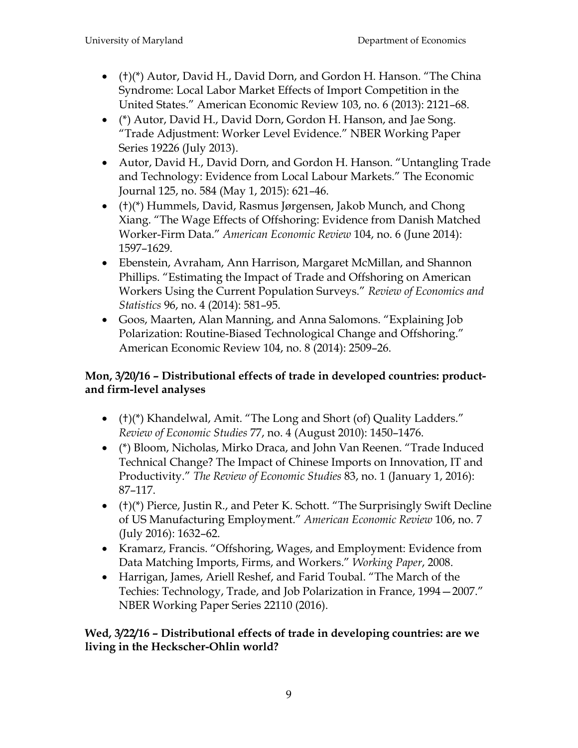- (†)(*) Autor, David H., David Dorn, and Gordon H. Hanson. "The China Syndrome: Local Labor Market Effects of Import Competition in the United States." American Economic Review 103, no. 6 (2013): 2121–68.
- (*) Autor, David H., David Dorn, Gordon H. Hanson, and Jae Song. "Trade Adjustment: Worker Level Evidence." NBER Working Paper Series 19226 (July 2013).
- Autor, David H., David Dorn, and Gordon H. Hanson. "Untangling Trade and Technology: Evidence from Local Labour Markets." The Economic Journal 125, no. 584 (May 1, 2015): 621–46.
- (†)(*) Hummels, David, Rasmus Jørgensen, Jakob Munch, and Chong Xiang. "The Wage Effects of Offshoring: Evidence from Danish Matched Worker-Firm Data." *American Economic Review* 104, no. 6 (June 2014): 1597–1629.
- Ebenstein, Avraham, Ann Harrison, Margaret McMillan, and Shannon Phillips. "Estimating the Impact of Trade and Offshoring on American Workers Using the Current Population Surveys." *Review of Economics and Statistics* 96, no. 4 (2014): 581–95.
- Goos, Maarten, Alan Manning, and Anna Salomons. "Explaining Job Polarization: Routine-Biased Technological Change and Offshoring." American Economic Review 104, no. 8 (2014): 2509–26.

**Mon, 3/20/16 – Distributional effects of trade in developed countries: product- and firm-level analyses**

- (†)(*) Khandelwal, Amit. "The Long and Short (of) Quality Ladders." *Review of Economic Studies* 77, no. 4 (August 2010): 1450–1476.
- (*) Bloom, Nicholas, Mirko Draca, and John Van Reenen. "Trade Induced Technical Change? The Impact of Chinese Imports on Innovation, IT and Productivity." *The Review of Economic Studies* 83, no. 1 (January 1, 2016): 87–117.
- (†)(*) Pierce, Justin R., and Peter K. Schott. "The Surprisingly Swift Decline of US Manufacturing Employment." *American Economic Review* 106, no. 7 (July 2016): 1632–62.
- Kramarz, Francis. "Offshoring, Wages, and Employment: Evidence from Data Matching Imports, Firms, and Workers." *Working Paper*, 2008.
- Harrigan, James, Ariell Reshef, and Farid Toubal. "The March of the Techies: Technology, Trade, and Job Polarization in France, 1994—2007." NBER Working Paper Series 22110 (2016).

**Wed, 3/22/16 – Distributional effects of trade in developing countries: are we living in the Heckscher-Ohlin world?**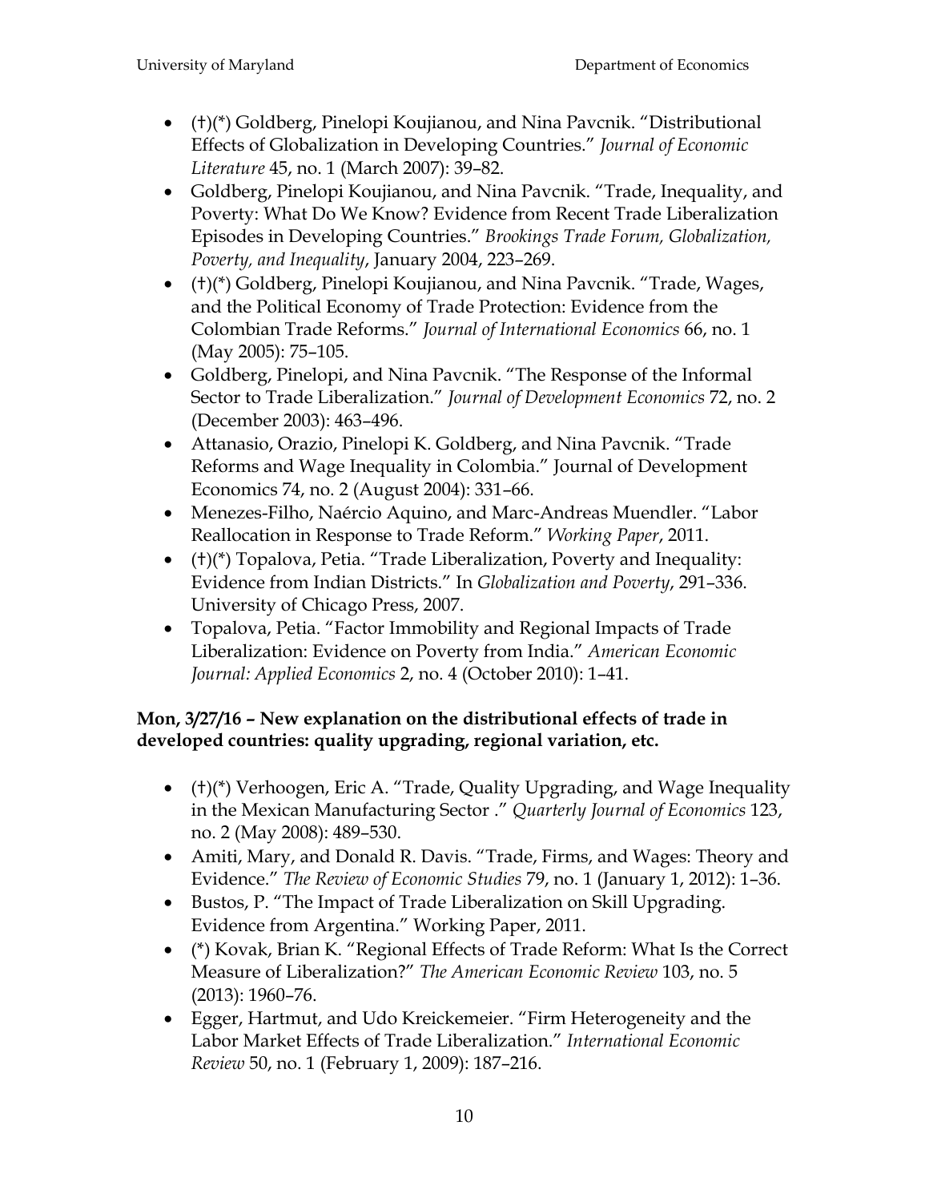- (†)(*) Goldberg, Pinelopi Koujianou, and Nina Pavcnik. "Distributional Effects of Globalization in Developing Countries." *Journal of Economic Literature* 45, no. 1 (March 2007): 39–82.
- Goldberg, Pinelopi Koujianou, and Nina Pavcnik. "Trade, Inequality, and Poverty: What Do We Know? Evidence from Recent Trade Liberalization Episodes in Developing Countries." *Brookings Trade Forum, Globalization, Poverty, and Inequality*, January 2004, 223–269.
- (†)(*) Goldberg, Pinelopi Koujianou, and Nina Pavcnik. "Trade, Wages, and the Political Economy of Trade Protection: Evidence from the Colombian Trade Reforms." *Journal of International Economics* 66, no. 1 (May 2005): 75–105.
- Goldberg, Pinelopi, and Nina Pavcnik. "The Response of the Informal Sector to Trade Liberalization." *Journal of Development Economics* 72, no. 2 (December 2003): 463–496.
- Attanasio, Orazio, Pinelopi K. Goldberg, and Nina Pavcnik. "Trade Reforms and Wage Inequality in Colombia." Journal of Development Economics 74, no. 2 (August 2004): 331–66.
- Menezes-Filho, Naércio Aquino, and Marc-Andreas Muendler. "Labor Reallocation in Response to Trade Reform." *Working Paper*, 2011.
- (†)(*) Topalova, Petia. "Trade Liberalization, Poverty and Inequality: Evidence from Indian Districts." In *Globalization and Poverty*, 291–336. University of Chicago Press, 2007.
- Topalova, Petia. "Factor Immobility and Regional Impacts of Trade Liberalization: Evidence on Poverty from India." *American Economic Journal: Applied Economics* 2, no. 4 (October 2010): 1–41.

**Mon, 3/27/16 – New explanation on the distributional effects of trade in developed countries: quality upgrading, regional variation, etc.**

- (†)(*) Verhoogen, Eric A. "Trade, Quality Upgrading, and Wage Inequality in the Mexican Manufacturing Sector ." *Quarterly Journal of Economics* 123, no. 2 (May 2008): 489–530.
- Amiti, Mary, and Donald R. Davis. "Trade, Firms, and Wages: Theory and Evidence." *The Review of Economic Studies* 79, no. 1 (January 1, 2012): 1–36.
- Bustos, P. "The Impact of Trade Liberalization on Skill Upgrading. Evidence from Argentina." Working Paper, 2011.
- (*) Kovak, Brian K. "Regional Effects of Trade Reform: What Is the Correct Measure of Liberalization?" *The American Economic Review* 103, no. 5 (2013): 1960–76.
- Egger, Hartmut, and Udo Kreickemeier. "Firm Heterogeneity and the Labor Market Effects of Trade Liberalization." *International Economic Review* 50, no. 1 (February 1, 2009): 187–216.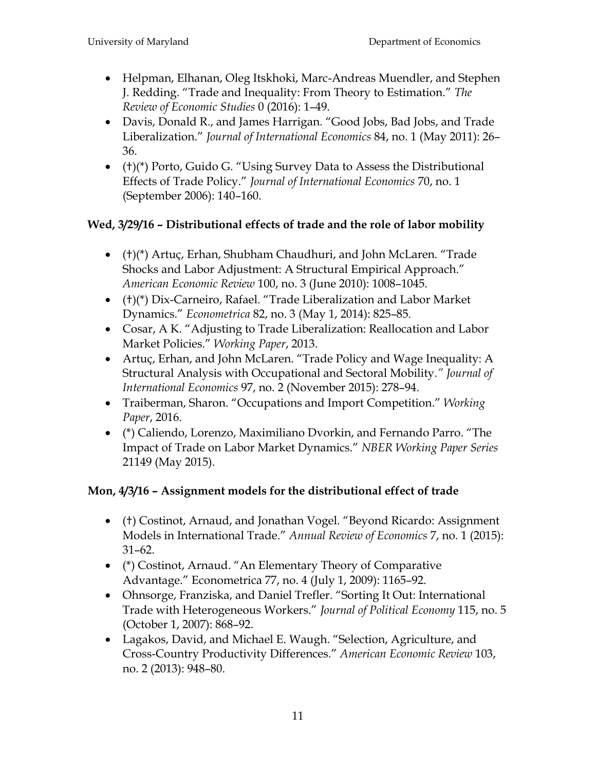- Helpman, Elhanan, Oleg Itskhoki, Marc-Andreas Muendler, and Stephen J. Redding. “Trade and Inequality: From Theory to Estimation.” *The Review of Economic Studies* 0 (2016): 1–49.
- Davis, Donald R., and James Harrigan. “Good Jobs, Bad Jobs, and Trade Liberalization.” *Journal of International Economics* 84, no. 1 (May 2011): 26–36.
- (†)(*) Porto, Guido G. “Using Survey Data to Assess the Distributional Effects of Trade Policy.” *Journal of International Economics* 70, no. 1 (September 2006): 140–160.

**Wed, 3/29/16 – Distributional effects of trade and the role of labor mobility**

- (†)(*) Artuç, Erhan, Shubham Chaudhuri, and John McLaren. “Trade Shocks and Labor Adjustment: A Structural Empirical Approach.” *American Economic Review* 100, no. 3 (June 2010): 1008–1045.
- (†)(*) Dix-Carneiro, Rafael. “Trade Liberalization and Labor Market Dynamics.” *Econometrica* 82, no. 3 (May 1, 2014): 825–85.
- Cosar, A K. “Adjusting to Trade Liberalization: Reallocation and Labor Market Policies.” *Working Paper*, 2013.
- Artuç, Erhan, and John McLaren. “Trade Policy and Wage Inequality: A Structural Analysis with Occupational and Sectoral Mobility.” *Journal of International Economics* 97, no. 2 (November 2015): 278–94.
- Traiberman, Sharon. “Occupations and Import Competition.” *Working Paper*, 2016.
- (*) Caliendo, Lorenzo, Maximiliano Dvorkin, and Fernando Parro. “The Impact of Trade on Labor Market Dynamics.” *NBER Working Paper Series* 21149 (May 2015).

**Mon, 4/3/16 – Assignment models for the distributional effect of trade**

- (†) Costinot, Arnaud, and Jonathan Vogel. “Beyond Ricardo: Assignment Models in International Trade.” *Annual Review of Economics* 7, no. 1 (2015): 31–62.
- (*) Costinot, Arnaud. “An Elementary Theory of Comparative Advantage.” Econometrica 77, no. 4 (July 1, 2009): 1165–92.
- Ohnsorge, Franziska, and Daniel Trefler. “Sorting It Out: International Trade with Heterogeneous Workers.” *Journal of Political Economy* 115, no. 5 (October 1, 2007): 868–92.
- Lagakos, David, and Michael E. Waugh. “Selection, Agriculture, and Cross-Country Productivity Differences.” *American Economic Review* 103, no. 2 (2013): 948–80.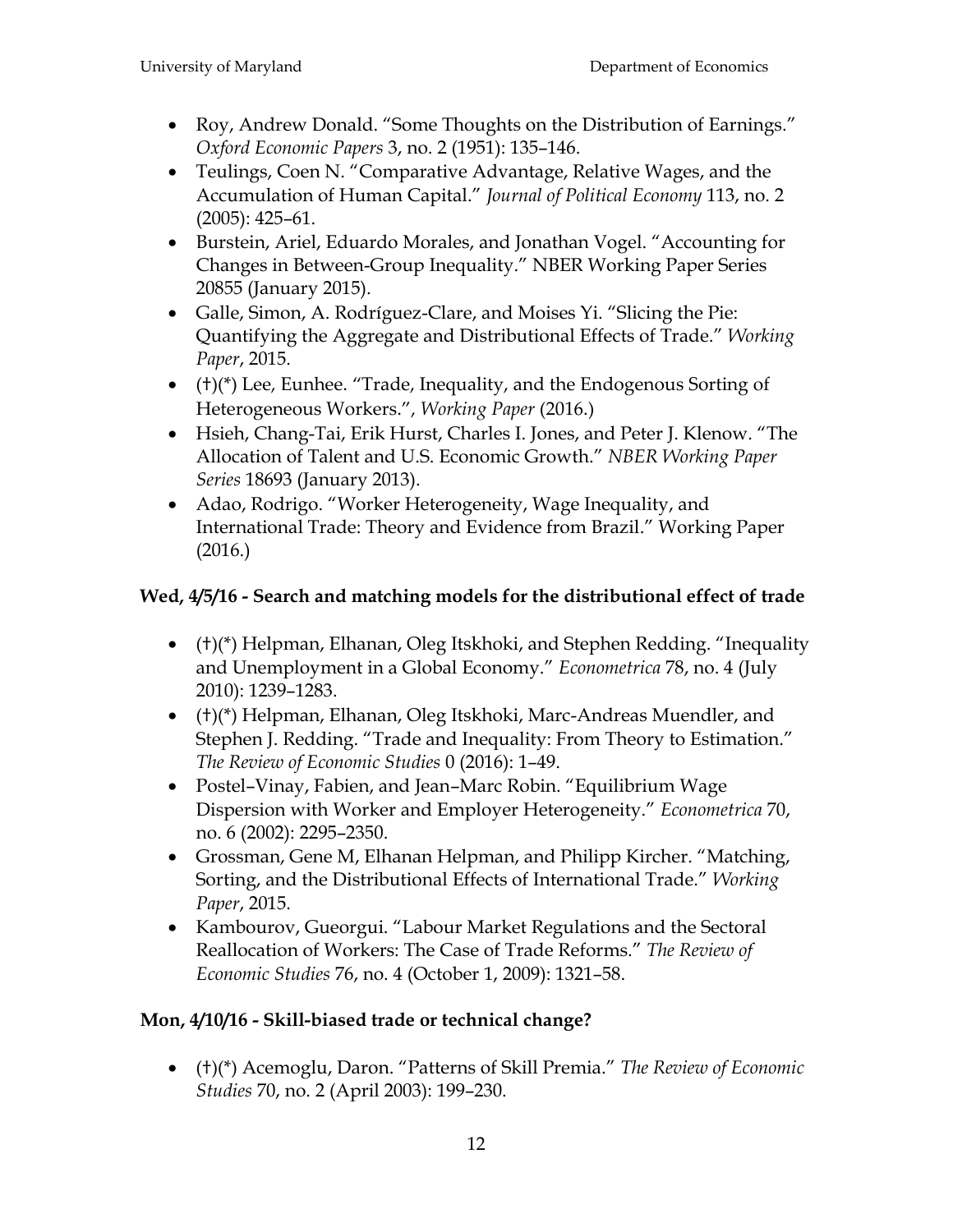- Roy, Andrew Donald. "Some Thoughts on the Distribution of Earnings." *Oxford Economic Papers* 3, no. 2 (1951): 135–146.
- Teulings, Coen N. "Comparative Advantage, Relative Wages, and the Accumulation of Human Capital." *Journal of Political Economy* 113, no. 2 (2005): 425–61.
- Burstein, Ariel, Eduardo Morales, and Jonathan Vogel. "Accounting for Changes in Between-Group Inequality." NBER Working Paper Series 20855 (January 2015).
- Galle, Simon, A. Rodríguez-Clare, and Moises Yi. "Slicing the Pie: Quantifying the Aggregate and Distributional Effects of Trade." *Working Paper*, 2015.
- (†)(*) Lee, Eunhee. "Trade, Inequality, and the Endogenous Sorting of Heterogeneous Workers.", *Working Paper* (2016.)
- Hsieh, Chang-Tai, Erik Hurst, Charles I. Jones, and Peter J. Klenow. "The Allocation of Talent and U.S. Economic Growth." *NBER Working Paper Series* 18693 (January 2013).
- Adao, Rodrigo. "Worker Heterogeneity, Wage Inequality, and International Trade: Theory and Evidence from Brazil." Working Paper (2016.)

**Wed, 4/5/16 - Search and matching models for the distributional effect of trade**

- (†)(*) Helpman, Elhanan, Oleg Itskhoki, and Stephen Redding. "Inequality and Unemployment in a Global Economy." *Econometrica* 78, no. 4 (July 2010): 1239–1283.
- (†)(*) Helpman, Elhanan, Oleg Itskhoki, Marc-Andreas Muendler, and Stephen J. Redding. "Trade and Inequality: From Theory to Estimation." *The Review of Economic Studies* 0 (2016): 1–49.
- Postel–Vinay, Fabien, and Jean–Marc Robin. "Equilibrium Wage Dispersion with Worker and Employer Heterogeneity." *Econometrica* 70, no. 6 (2002): 2295–2350.
- Grossman, Gene M, Elhanan Helpman, and Philipp Kircher. "Matching, Sorting, and the Distributional Effects of International Trade." *Working Paper*, 2015.
- Kambourov, Gueorgui. "Labour Market Regulations and the Sectoral Reallocation of Workers: The Case of Trade Reforms." *The Review of Economic Studies* 76, no. 4 (October 1, 2009): 1321–58.

**Mon, 4/10/16 - Skill-biased trade or technical change?**

- (†)(*) Acemoglu, Daron. "Patterns of Skill Premia." *The Review of Economic Studies* 70, no. 2 (April 2003): 199–230.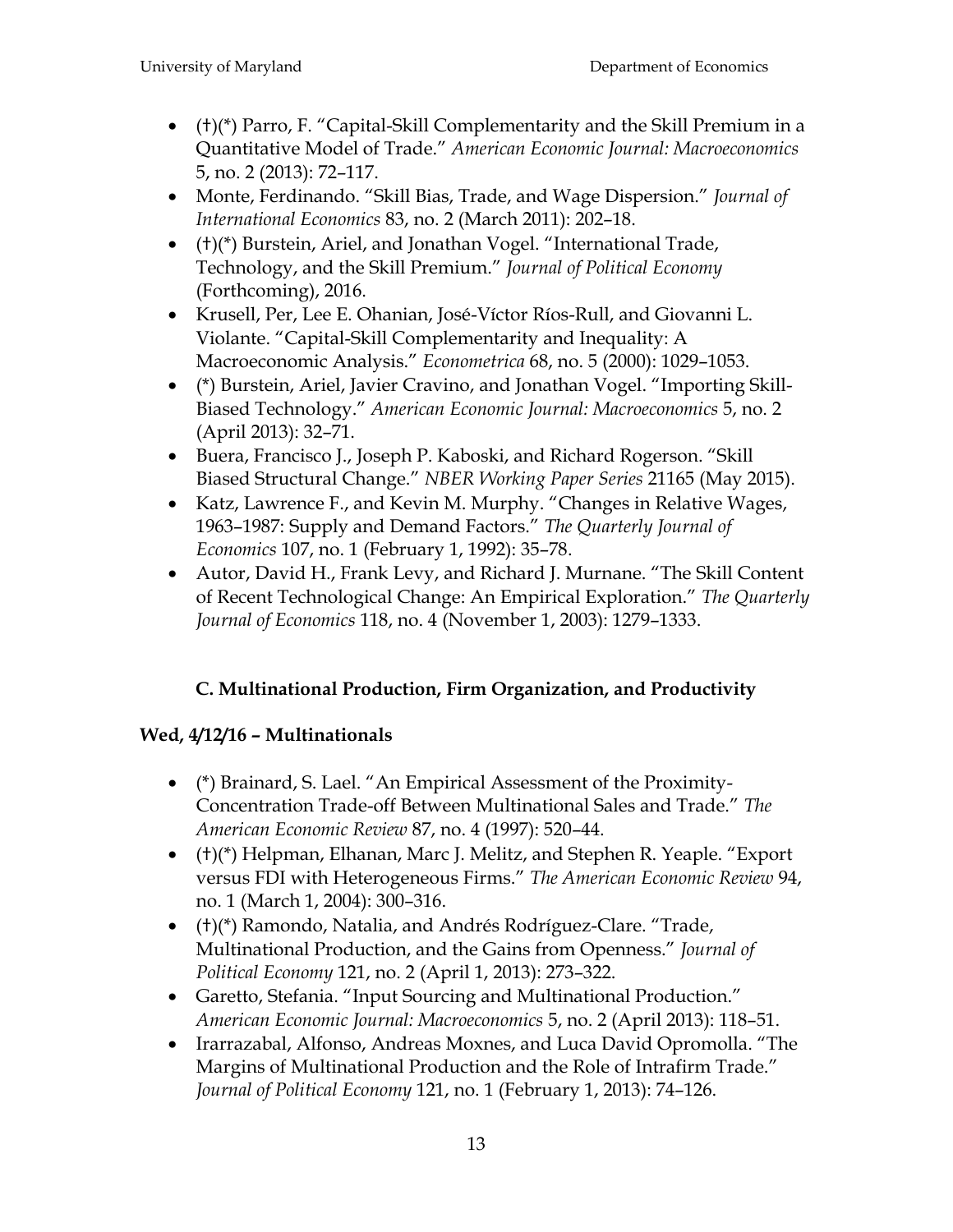- (†)(*) Parro, F. "Capital-Skill Complementarity and the Skill Premium in a Quantitative Model of Trade." *American Economic Journal: Macroeconomics* 5, no. 2 (2013): 72–117.
- Monte, Ferdinando. "Skill Bias, Trade, and Wage Dispersion." *Journal of International Economics* 83, no. 2 (March 2011): 202–18.
- (†)(*) Burstein, Ariel, and Jonathan Vogel. "International Trade, Technology, and the Skill Premium." *Journal of Political Economy* (Forthcoming), 2016.
- Krusell, Per, Lee E. Ohanian, José-Víctor Ríos-Rull, and Giovanni L. Violante. "Capital-Skill Complementarity and Inequality: A Macroeconomic Analysis." *Econometrica* 68, no. 5 (2000): 1029–1053.
- (*) Burstein, Ariel, Javier Cravino, and Jonathan Vogel. "Importing Skill-Biased Technology." *American Economic Journal: Macroeconomics* 5, no. 2 (April 2013): 32–71.
- Buera, Francisco J., Joseph P. Kaboski, and Richard Rogerson. "Skill Biased Structural Change." *NBER Working Paper Series* 21165 (May 2015).
- Katz, Lawrence F., and Kevin M. Murphy. "Changes in Relative Wages, 1963–1987: Supply and Demand Factors." *The Quarterly Journal of Economics* 107, no. 1 (February 1, 1992): 35–78.
- Autor, David H., Frank Levy, and Richard J. Murnane. "The Skill Content of Recent Technological Change: An Empirical Exploration." *The Quarterly Journal of Economics* 118, no. 4 (November 1, 2003): 1279–1333.

### C. Multinational Production, Firm Organization, and Productivity

**Wed, 4/12/16 – Multinationals**

- (*) Brainard, S. Lael. "An Empirical Assessment of the Proximity-Concentration Trade-off Between Multinational Sales and Trade." *The American Economic Review* 87, no. 4 (1997): 520–44.
- (†)(*) Helpman, Elhanan, Marc J. Melitz, and Stephen R. Yeaple. "Export versus FDI with Heterogeneous Firms." *The American Economic Review* 94, no. 1 (March 1, 2004): 300–316.
- (†)(*) Ramondo, Natalia, and Andrés Rodríguez-Clare. "Trade, Multinational Production, and the Gains from Openness." *Journal of Political Economy* 121, no. 2 (April 1, 2013): 273–322.
- Garetto, Stefania. "Input Sourcing and Multinational Production." *American Economic Journal: Macroeconomics* 5, no. 2 (April 2013): 118–51.
- Irarrazabal, Alfonso, Andreas Moxnes, and Luca David Opromolla. "The Margins of Multinational Production and the Role of Intrafirm Trade." *Journal of Political Economy* 121, no. 1 (February 1, 2013): 74–126.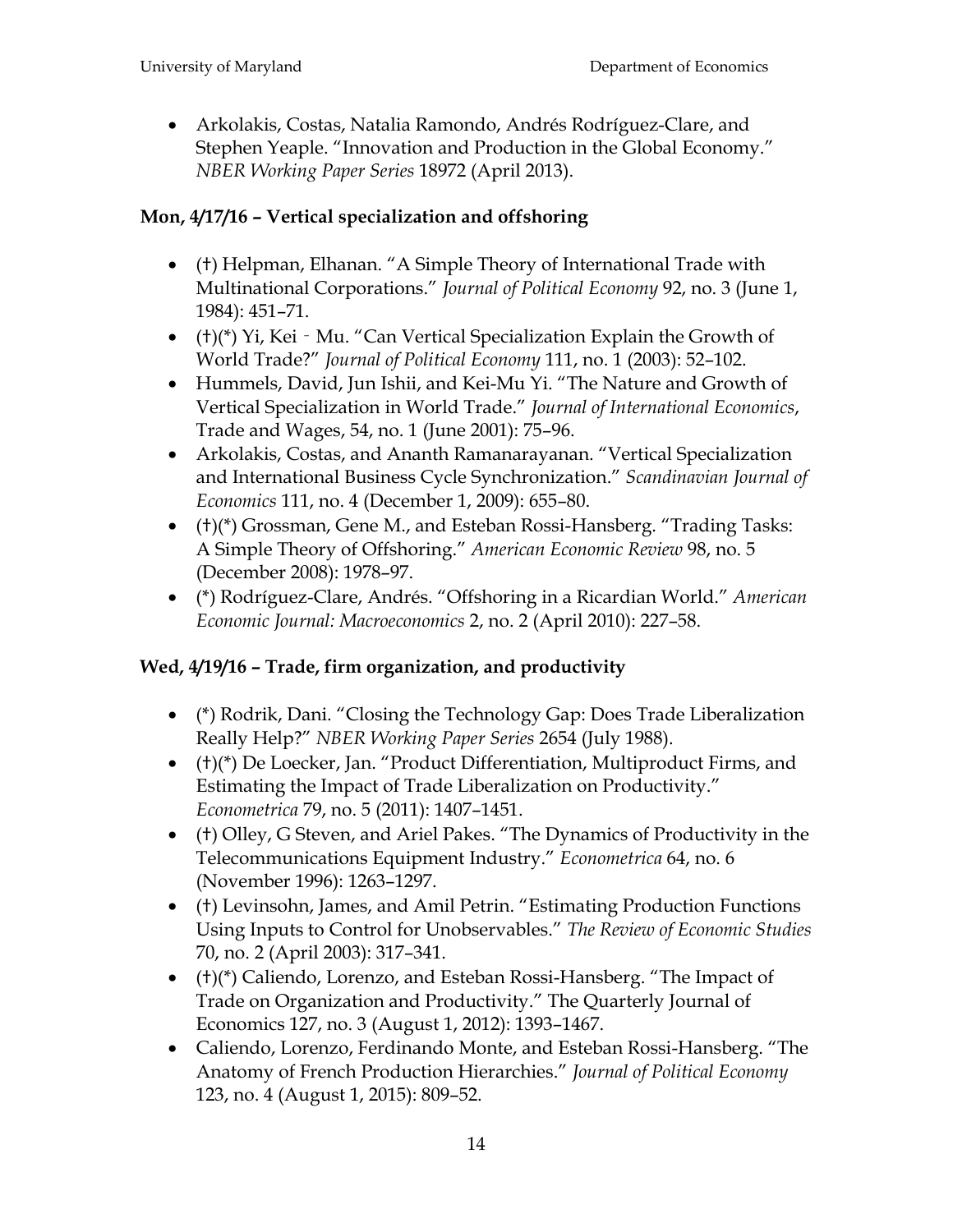- Arkolakis, Costas, Natalia Ramondo, Andrés Rodríguez-Clare, and Stephen Yeaple. "Innovation and Production in the Global Economy." *NBER Working Paper Series* 18972 (April 2013).

**Mon, 4/17/16 – Vertical specialization and offshoring**

- (†) Helpman, Elhanan. "A Simple Theory of International Trade with Multinational Corporations." *Journal of Political Economy* 92, no. 3 (June 1, 1984): 451–71.
- (†)(*) Yi, Kei‐Mu. "Can Vertical Specialization Explain the Growth of World Trade?" *Journal of Political Economy* 111, no. 1 (2003): 52–102.
- Hummels, David, Jun Ishii, and Kei-Mu Yi. "The Nature and Growth of Vertical Specialization in World Trade." *Journal of International Economics*, Trade and Wages, 54, no. 1 (June 2001): 75–96.
- Arkolakis, Costas, and Ananth Ramanarayanan. "Vertical Specialization and International Business Cycle Synchronization." *Scandinavian Journal of Economics* 111, no. 4 (December 1, 2009): 655–80.
- (†)(*) Grossman, Gene M., and Esteban Rossi-Hansberg. "Trading Tasks: A Simple Theory of Offshoring." *American Economic Review* 98, no. 5 (December 2008): 1978–97.
- (*) Rodríguez-Clare, Andrés. "Offshoring in a Ricardian World." *American Economic Journal: Macroeconomics* 2, no. 2 (April 2010): 227–58.

**Wed, 4/19/16 – Trade, firm organization, and productivity**

- (*) Rodrik, Dani. "Closing the Technology Gap: Does Trade Liberalization Really Help?" *NBER Working Paper Series* 2654 (July 1988).
- (†)(*) De Loecker, Jan. "Product Differentiation, Multiproduct Firms, and Estimating the Impact of Trade Liberalization on Productivity." *Econometrica* 79, no. 5 (2011): 1407–1451.
- (†) Olley, G Steven, and Ariel Pakes. "The Dynamics of Productivity in the Telecommunications Equipment Industry." *Econometrica* 64, no. 6 (November 1996): 1263–1297.
- (†) Levinsohn, James, and Amil Petrin. "Estimating Production Functions Using Inputs to Control for Unobservables." *The Review of Economic Studies* 70, no. 2 (April 2003): 317–341.
- (†)(*) Caliendo, Lorenzo, and Esteban Rossi-Hansberg. "The Impact of Trade on Organization and Productivity." The Quarterly Journal of Economics 127, no. 3 (August 1, 2012): 1393–1467.
- Caliendo, Lorenzo, Ferdinando Monte, and Esteban Rossi-Hansberg. "The Anatomy of French Production Hierarchies." *Journal of Political Economy* 123, no. 4 (August 1, 2015): 809–52.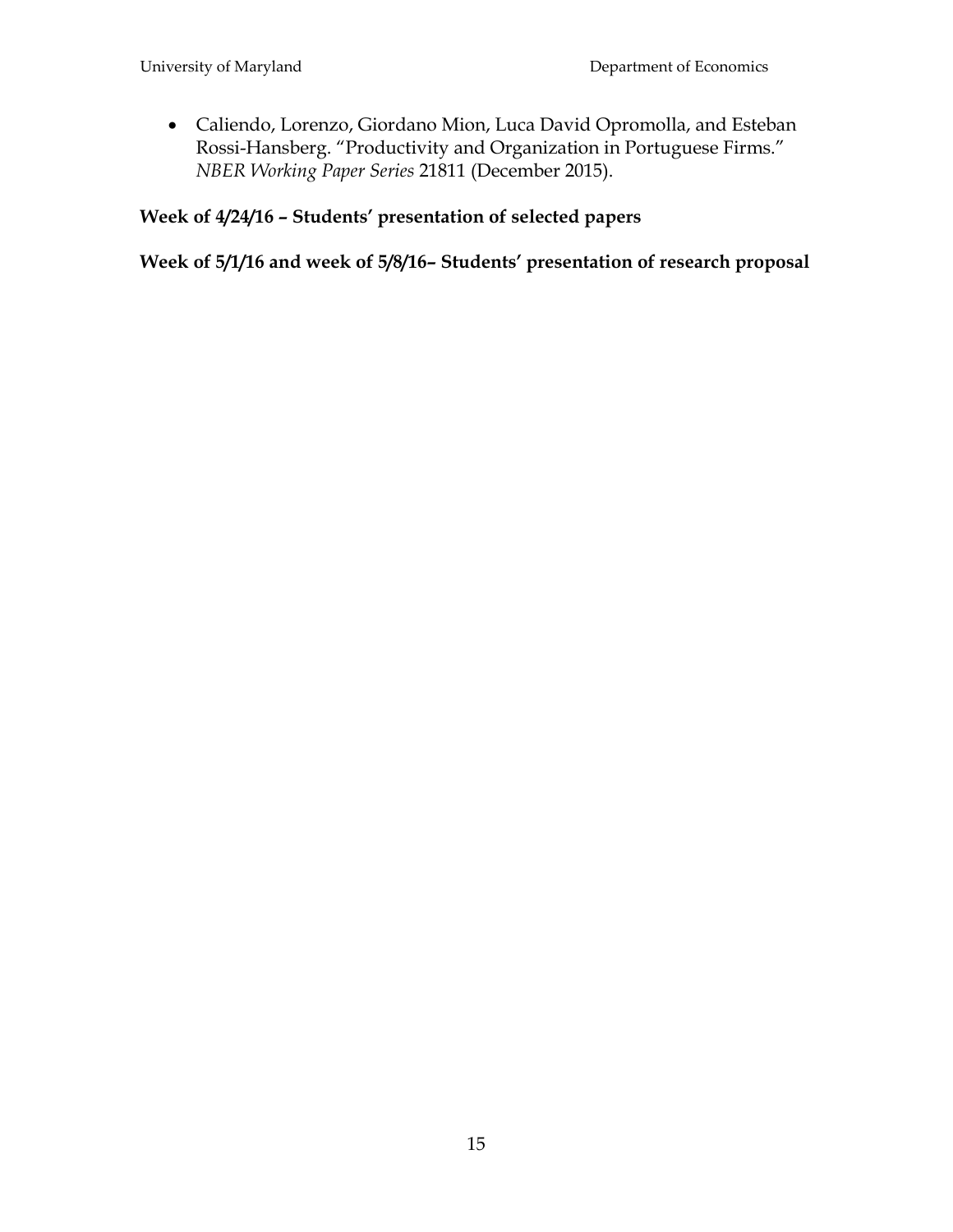- Caliendo, Lorenzo, Giordano Mion, Luca David Opromolla, and Esteban Rossi-Hansberg. "Productivity and Organization in Portuguese Firms." *NBER Working Paper Series* 21811 (December 2015).

**Week of 4/24/16 – Students' presentation of selected papers**

**Week of 5/1/16 and week of 5/8/16– Students' presentation of research proposal**